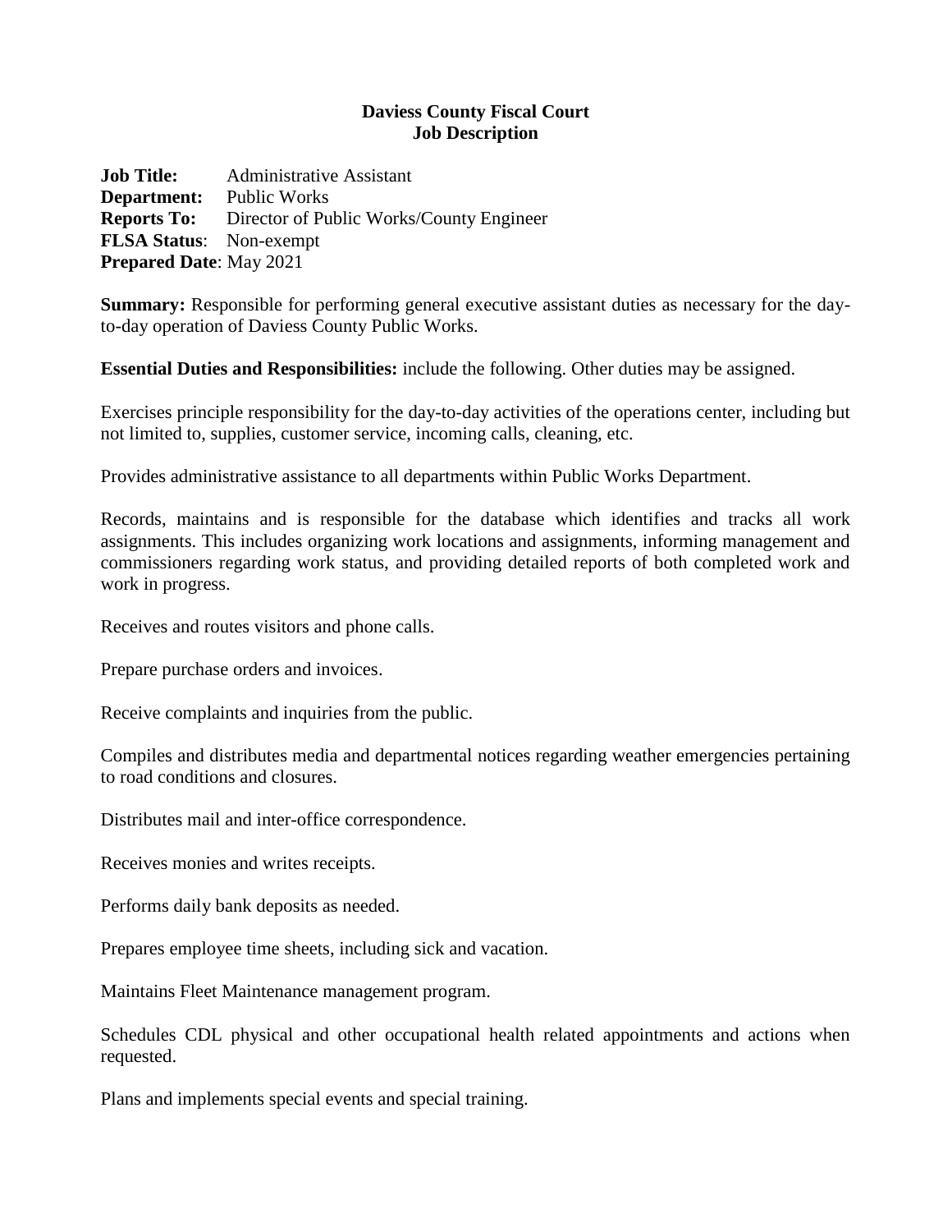**Daviess County Fiscal Court**
**Job Description**

**Job Title:** Administrative Assistant
**Department:** Public Works
**Reports To:** Director of Public Works/County Engineer
**FLSA Status**: Non-exempt
**Prepared Date**: May 2021

**Summary:** Responsible for performing general executive assistant duties as necessary for the day-to-day operation of Daviess County Public Works.

**Essential Duties and Responsibilities:** include the following. Other duties may be assigned.

Exercises principle responsibility for the day-to-day activities of the operations center, including but not limited to, supplies, customer service, incoming calls, cleaning, etc.

Provides administrative assistance to all departments within Public Works Department.

Records, maintains and is responsible for the database which identifies and tracks all work assignments. This includes organizing work locations and assignments, informing management and commissioners regarding work status, and providing detailed reports of both completed work and work in progress.

Receives and routes visitors and phone calls.

Prepare purchase orders and invoices.

Receive complaints and inquiries from the public.

Compiles and distributes media and departmental notices regarding weather emergencies pertaining to road conditions and closures.

Distributes mail and inter-office correspondence.

Receives monies and writes receipts.

Performs daily bank deposits as needed.

Prepares employee time sheets, including sick and vacation.

Maintains Fleet Maintenance management program.

Schedules CDL physical and other occupational health related appointments and actions when requested.

Plans and implements special events and special training.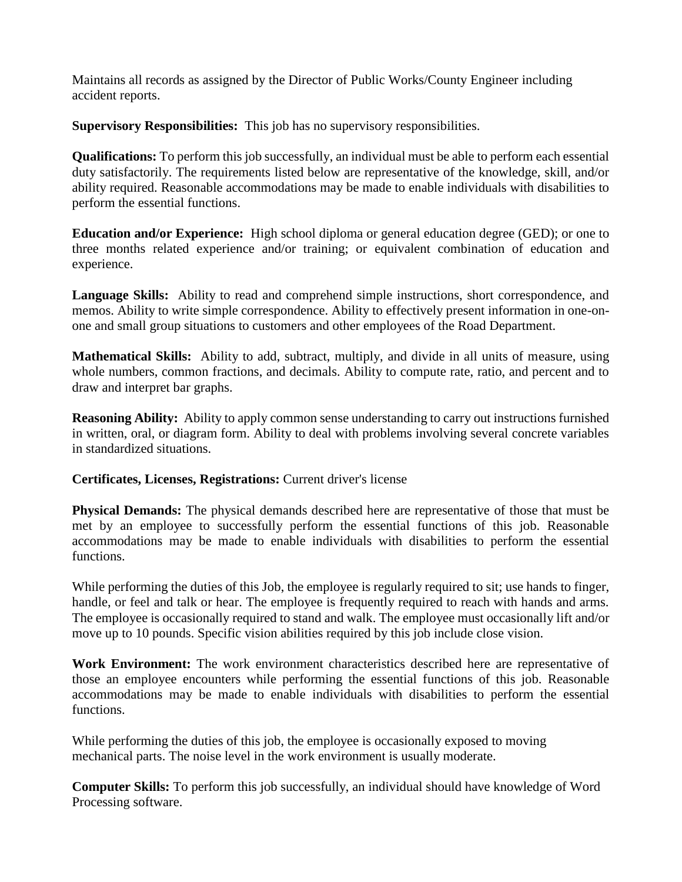Maintains all records as assigned by the Director of Public Works/County Engineer including accident reports.

**Supervisory Responsibilities:** This job has no supervisory responsibilities.

**Qualifications:** To perform this job successfully, an individual must be able to perform each essential duty satisfactorily. The requirements listed below are representative of the knowledge, skill, and/or ability required. Reasonable accommodations may be made to enable individuals with disabilities to perform the essential functions.

**Education and/or Experience:** High school diploma or general education degree (GED); or one to three months related experience and/or training; or equivalent combination of education and experience.

**Language Skills:** Ability to read and comprehend simple instructions, short correspondence, and memos. Ability to write simple correspondence. Ability to effectively present information in one-on-one and small group situations to customers and other employees of the Road Department.

**Mathematical Skills:** Ability to add, subtract, multiply, and divide in all units of measure, using whole numbers, common fractions, and decimals. Ability to compute rate, ratio, and percent and to draw and interpret bar graphs.

**Reasoning Ability:** Ability to apply common sense understanding to carry out instructions furnished in written, oral, or diagram form. Ability to deal with problems involving several concrete variables in standardized situations.

**Certificates, Licenses, Registrations:** Current driver's license

**Physical Demands:** The physical demands described here are representative of those that must be met by an employee to successfully perform the essential functions of this job. Reasonable accommodations may be made to enable individuals with disabilities to perform the essential functions.

While performing the duties of this Job, the employee is regularly required to sit; use hands to finger, handle, or feel and talk or hear. The employee is frequently required to reach with hands and arms. The employee is occasionally required to stand and walk. The employee must occasionally lift and/or move up to 10 pounds. Specific vision abilities required by this job include close vision.

**Work Environment:** The work environment characteristics described here are representative of those an employee encounters while performing the essential functions of this job. Reasonable accommodations may be made to enable individuals with disabilities to perform the essential functions.

While performing the duties of this job, the employee is occasionally exposed to moving mechanical parts. The noise level in the work environment is usually moderate.

**Computer Skills:** To perform this job successfully, an individual should have knowledge of Word Processing software.